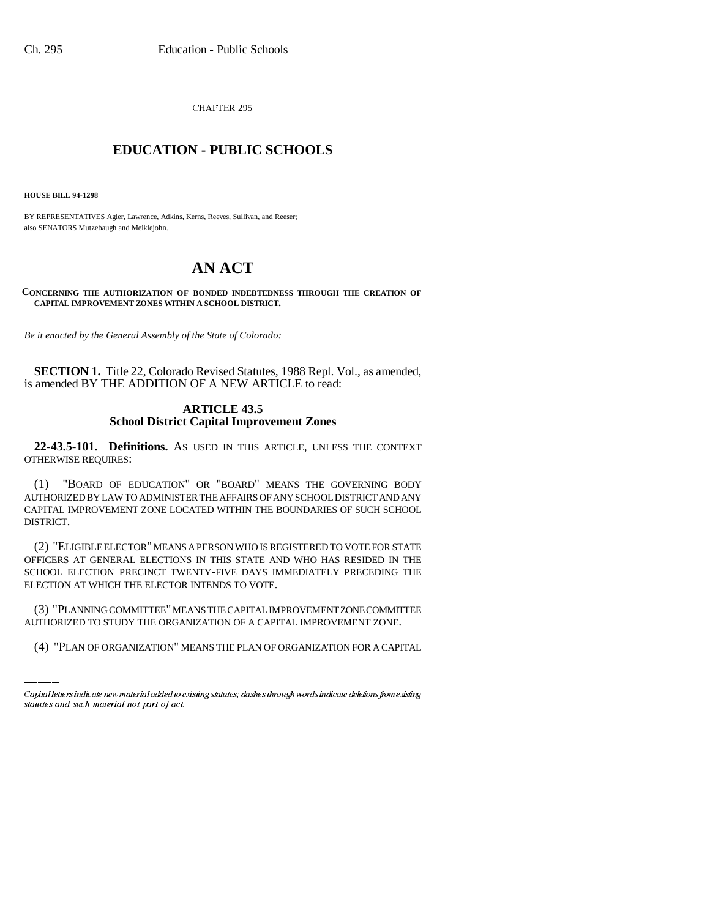CHAPTER 295

# EDUCATION - PUBLIC SCHOOLS

**HOUSE BILL 94-1298**

BY REPRESENTATIVES Agler, Lawrence, Adkins, Kerns, Reeves, Sullivan, and Reeser;
also SENATORS Mutzebaugh and Meiklejohn.

# AN ACT

**CONCERNING THE AUTHORIZATION OF BONDED INDEBTEDNESS THROUGH THE CREATION OF CAPITAL IMPROVEMENT ZONES WITHIN A SCHOOL DISTRICT.**

*Be it enacted by the General Assembly of the State of Colorado:*

**SECTION 1.** Title 22, Colorado Revised Statutes, 1988 Repl. Vol., as amended, is amended BY THE ADDITION OF A NEW ARTICLE to read:

## ARTICLE 43.5
## School District Capital Improvement Zones

**22-43.5-101. Definitions.** AS USED IN THIS ARTICLE, UNLESS THE CONTEXT OTHERWISE REQUIRES:

(1) "BOARD OF EDUCATION" OR "BOARD" MEANS THE GOVERNING BODY AUTHORIZED BY LAW TO ADMINISTER THE AFFAIRS OF ANY SCHOOL DISTRICT AND ANY CAPITAL IMPROVEMENT ZONE LOCATED WITHIN THE BOUNDARIES OF SUCH SCHOOL DISTRICT.

(2) "ELIGIBLE ELECTOR" MEANS A PERSON WHO IS REGISTERED TO VOTE FOR STATE OFFICERS AT GENERAL ELECTIONS IN THIS STATE AND WHO HAS RESIDED IN THE SCHOOL ELECTION PRECINCT TWENTY-FIVE DAYS IMMEDIATELY PRECEDING THE ELECTION AT WHICH THE ELECTOR INTENDS TO VOTE.

(3) "PLANNING COMMITTEE" MEANS THE CAPITAL IMPROVEMENT ZONE COMMITTEE AUTHORIZED TO STUDY THE ORGANIZATION OF A CAPITAL IMPROVEMENT ZONE.

(4) "PLAN OF ORGANIZATION" MEANS THE PLAN OF ORGANIZATION FOR A CAPITAL

Capital letters indicate new material added to existing statutes; dashes through words indicate deletions from existing statutes and such material not part of act.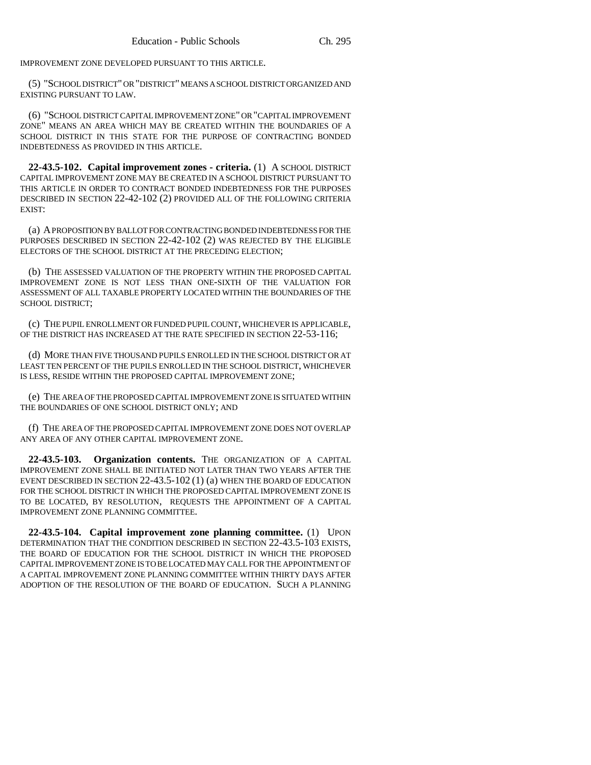IMPROVEMENT ZONE DEVELOPED PURSUANT TO THIS ARTICLE.

(5) "SCHOOL DISTRICT" OR "DISTRICT" MEANS A SCHOOL DISTRICT ORGANIZED AND EXISTING PURSUANT TO LAW.

(6) "SCHOOL DISTRICT CAPITAL IMPROVEMENT ZONE" OR "CAPITAL IMPROVEMENT ZONE" MEANS AN AREA WHICH MAY BE CREATED WITHIN THE BOUNDARIES OF A SCHOOL DISTRICT IN THIS STATE FOR THE PURPOSE OF CONTRACTING BONDED INDEBTEDNESS AS PROVIDED IN THIS ARTICLE.

**22-43.5-102. Capital improvement zones - criteria.** (1) A SCHOOL DISTRICT CAPITAL IMPROVEMENT ZONE MAY BE CREATED IN A SCHOOL DISTRICT PURSUANT TO THIS ARTICLE IN ORDER TO CONTRACT BONDED INDEBTEDNESS FOR THE PURPOSES DESCRIBED IN SECTION 22-42-102 (2) PROVIDED ALL OF THE FOLLOWING CRITERIA EXIST:

(a) A PROPOSITION BY BALLOT FOR CONTRACTING BONDED INDEBTEDNESS FOR THE PURPOSES DESCRIBED IN SECTION 22-42-102 (2) WAS REJECTED BY THE ELIGIBLE ELECTORS OF THE SCHOOL DISTRICT AT THE PRECEDING ELECTION;

(b) THE ASSESSED VALUATION OF THE PROPERTY WITHIN THE PROPOSED CAPITAL IMPROVEMENT ZONE IS NOT LESS THAN ONE-SIXTH OF THE VALUATION FOR ASSESSMENT OF ALL TAXABLE PROPERTY LOCATED WITHIN THE BOUNDARIES OF THE SCHOOL DISTRICT;

(c) THE PUPIL ENROLLMENT OR FUNDED PUPIL COUNT, WHICHEVER IS APPLICABLE, OF THE DISTRICT HAS INCREASED AT THE RATE SPECIFIED IN SECTION 22-53-116;

(d) MORE THAN FIVE THOUSAND PUPILS ENROLLED IN THE SCHOOL DISTRICT OR AT LEAST TEN PERCENT OF THE PUPILS ENROLLED IN THE SCHOOL DISTRICT, WHICHEVER IS LESS, RESIDE WITHIN THE PROPOSED CAPITAL IMPROVEMENT ZONE;

(e) THE AREA OF THE PROPOSED CAPITAL IMPROVEMENT ZONE IS SITUATED WITHIN THE BOUNDARIES OF ONE SCHOOL DISTRICT ONLY; AND

(f) THE AREA OF THE PROPOSED CAPITAL IMPROVEMENT ZONE DOES NOT OVERLAP ANY AREA OF ANY OTHER CAPITAL IMPROVEMENT ZONE.

**22-43.5-103. Organization contents.** THE ORGANIZATION OF A CAPITAL IMPROVEMENT ZONE SHALL BE INITIATED NOT LATER THAN TWO YEARS AFTER THE EVENT DESCRIBED IN SECTION 22-43.5-102 (1) (a) WHEN THE BOARD OF EDUCATION FOR THE SCHOOL DISTRICT IN WHICH THE PROPOSED CAPITAL IMPROVEMENT ZONE IS TO BE LOCATED, BY RESOLUTION, REQUESTS THE APPOINTMENT OF A CAPITAL IMPROVEMENT ZONE PLANNING COMMITTEE.

**22-43.5-104. Capital improvement zone planning committee.** (1) UPON DETERMINATION THAT THE CONDITION DESCRIBED IN SECTION 22-43.5-103 EXISTS, THE BOARD OF EDUCATION FOR THE SCHOOL DISTRICT IN WHICH THE PROPOSED CAPITAL IMPROVEMENT ZONE IS TO BE LOCATED MAY CALL FOR THE APPOINTMENT OF A CAPITAL IMPROVEMENT ZONE PLANNING COMMITTEE WITHIN THIRTY DAYS AFTER ADOPTION OF THE RESOLUTION OF THE BOARD OF EDUCATION. SUCH A PLANNING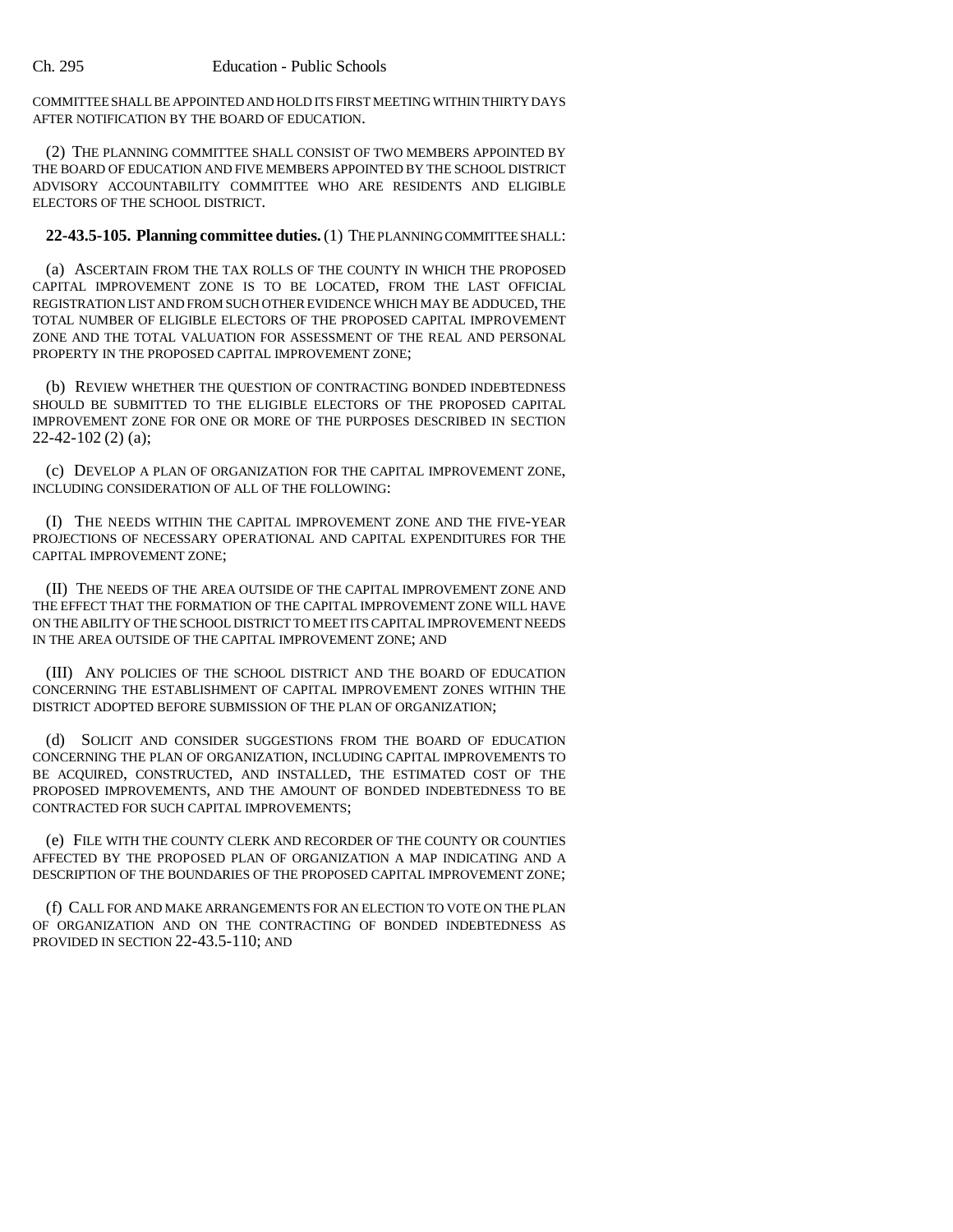COMMITTEE SHALL BE APPOINTED AND HOLD ITS FIRST MEETING WITHIN THIRTY DAYS AFTER NOTIFICATION BY THE BOARD OF EDUCATION.

(2) THE PLANNING COMMITTEE SHALL CONSIST OF TWO MEMBERS APPOINTED BY THE BOARD OF EDUCATION AND FIVE MEMBERS APPOINTED BY THE SCHOOL DISTRICT ADVISORY ACCOUNTABILITY COMMITTEE WHO ARE RESIDENTS AND ELIGIBLE ELECTORS OF THE SCHOOL DISTRICT.

**22-43.5-105. Planning committee duties.** (1) THE PLANNING COMMITTEE SHALL:

(a) ASCERTAIN FROM THE TAX ROLLS OF THE COUNTY IN WHICH THE PROPOSED CAPITAL IMPROVEMENT ZONE IS TO BE LOCATED, FROM THE LAST OFFICIAL REGISTRATION LIST AND FROM SUCH OTHER EVIDENCE WHICH MAY BE ADDUCED, THE TOTAL NUMBER OF ELIGIBLE ELECTORS OF THE PROPOSED CAPITAL IMPROVEMENT ZONE AND THE TOTAL VALUATION FOR ASSESSMENT OF THE REAL AND PERSONAL PROPERTY IN THE PROPOSED CAPITAL IMPROVEMENT ZONE;

(b) REVIEW WHETHER THE QUESTION OF CONTRACTING BONDED INDEBTEDNESS SHOULD BE SUBMITTED TO THE ELIGIBLE ELECTORS OF THE PROPOSED CAPITAL IMPROVEMENT ZONE FOR ONE OR MORE OF THE PURPOSES DESCRIBED IN SECTION 22-42-102 (2) (a);

(c) DEVELOP A PLAN OF ORGANIZATION FOR THE CAPITAL IMPROVEMENT ZONE, INCLUDING CONSIDERATION OF ALL OF THE FOLLOWING:

(I) THE NEEDS WITHIN THE CAPITAL IMPROVEMENT ZONE AND THE FIVE-YEAR PROJECTIONS OF NECESSARY OPERATIONAL AND CAPITAL EXPENDITURES FOR THE CAPITAL IMPROVEMENT ZONE;

(II) THE NEEDS OF THE AREA OUTSIDE OF THE CAPITAL IMPROVEMENT ZONE AND THE EFFECT THAT THE FORMATION OF THE CAPITAL IMPROVEMENT ZONE WILL HAVE ON THE ABILITY OF THE SCHOOL DISTRICT TO MEET ITS CAPITAL IMPROVEMENT NEEDS IN THE AREA OUTSIDE OF THE CAPITAL IMPROVEMENT ZONE; AND

(III) ANY POLICIES OF THE SCHOOL DISTRICT AND THE BOARD OF EDUCATION CONCERNING THE ESTABLISHMENT OF CAPITAL IMPROVEMENT ZONES WITHIN THE DISTRICT ADOPTED BEFORE SUBMISSION OF THE PLAN OF ORGANIZATION;

(d) SOLICIT AND CONSIDER SUGGESTIONS FROM THE BOARD OF EDUCATION CONCERNING THE PLAN OF ORGANIZATION, INCLUDING CAPITAL IMPROVEMENTS TO BE ACQUIRED, CONSTRUCTED, AND INSTALLED, THE ESTIMATED COST OF THE PROPOSED IMPROVEMENTS, AND THE AMOUNT OF BONDED INDEBTEDNESS TO BE CONTRACTED FOR SUCH CAPITAL IMPROVEMENTS;

(e) FILE WITH THE COUNTY CLERK AND RECORDER OF THE COUNTY OR COUNTIES AFFECTED BY THE PROPOSED PLAN OF ORGANIZATION A MAP INDICATING AND A DESCRIPTION OF THE BOUNDARIES OF THE PROPOSED CAPITAL IMPROVEMENT ZONE;

(f) CALL FOR AND MAKE ARRANGEMENTS FOR AN ELECTION TO VOTE ON THE PLAN OF ORGANIZATION AND ON THE CONTRACTING OF BONDED INDEBTEDNESS AS PROVIDED IN SECTION 22-43.5-110; AND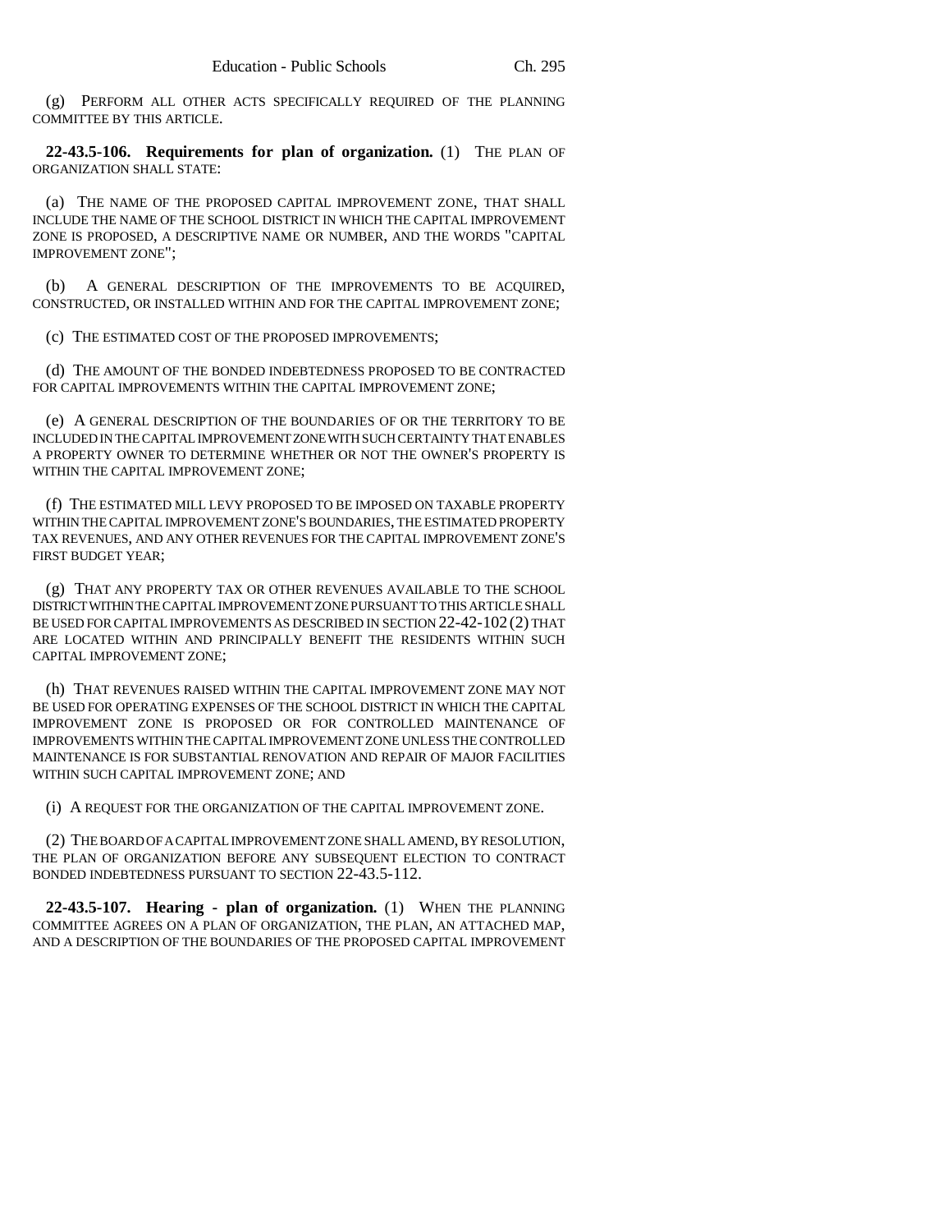(g) PERFORM ALL OTHER ACTS SPECIFICALLY REQUIRED OF THE PLANNING COMMITTEE BY THIS ARTICLE.

**22-43.5-106. Requirements for plan of organization.** (1) THE PLAN OF ORGANIZATION SHALL STATE:

(a) THE NAME OF THE PROPOSED CAPITAL IMPROVEMENT ZONE, THAT SHALL INCLUDE THE NAME OF THE SCHOOL DISTRICT IN WHICH THE CAPITAL IMPROVEMENT ZONE IS PROPOSED, A DESCRIPTIVE NAME OR NUMBER, AND THE WORDS "CAPITAL IMPROVEMENT ZONE";

(b) A GENERAL DESCRIPTION OF THE IMPROVEMENTS TO BE ACQUIRED, CONSTRUCTED, OR INSTALLED WITHIN AND FOR THE CAPITAL IMPROVEMENT ZONE;

(c) THE ESTIMATED COST OF THE PROPOSED IMPROVEMENTS;

(d) THE AMOUNT OF THE BONDED INDEBTEDNESS PROPOSED TO BE CONTRACTED FOR CAPITAL IMPROVEMENTS WITHIN THE CAPITAL IMPROVEMENT ZONE;

(e) A GENERAL DESCRIPTION OF THE BOUNDARIES OF OR THE TERRITORY TO BE INCLUDED IN THE CAPITAL IMPROVEMENT ZONE WITH SUCH CERTAINTY THAT ENABLES A PROPERTY OWNER TO DETERMINE WHETHER OR NOT THE OWNER'S PROPERTY IS WITHIN THE CAPITAL IMPROVEMENT ZONE;

(f) THE ESTIMATED MILL LEVY PROPOSED TO BE IMPOSED ON TAXABLE PROPERTY WITHIN THE CAPITAL IMPROVEMENT ZONE'S BOUNDARIES, THE ESTIMATED PROPERTY TAX REVENUES, AND ANY OTHER REVENUES FOR THE CAPITAL IMPROVEMENT ZONE'S FIRST BUDGET YEAR;

(g) THAT ANY PROPERTY TAX OR OTHER REVENUES AVAILABLE TO THE SCHOOL DISTRICT WITHIN THE CAPITAL IMPROVEMENT ZONE PURSUANT TO THIS ARTICLE SHALL BE USED FOR CAPITAL IMPROVEMENTS AS DESCRIBED IN SECTION 22-42-102 (2) THAT ARE LOCATED WITHIN AND PRINCIPALLY BENEFIT THE RESIDENTS WITHIN SUCH CAPITAL IMPROVEMENT ZONE;

(h) THAT REVENUES RAISED WITHIN THE CAPITAL IMPROVEMENT ZONE MAY NOT BE USED FOR OPERATING EXPENSES OF THE SCHOOL DISTRICT IN WHICH THE CAPITAL IMPROVEMENT ZONE IS PROPOSED OR FOR CONTROLLED MAINTENANCE OF IMPROVEMENTS WITHIN THE CAPITAL IMPROVEMENT ZONE UNLESS THE CONTROLLED MAINTENANCE IS FOR SUBSTANTIAL RENOVATION AND REPAIR OF MAJOR FACILITIES WITHIN SUCH CAPITAL IMPROVEMENT ZONE; AND

(i) A REQUEST FOR THE ORGANIZATION OF THE CAPITAL IMPROVEMENT ZONE.

(2) THE BOARD OF A CAPITAL IMPROVEMENT ZONE SHALL AMEND, BY RESOLUTION, THE PLAN OF ORGANIZATION BEFORE ANY SUBSEQUENT ELECTION TO CONTRACT BONDED INDEBTEDNESS PURSUANT TO SECTION 22-43.5-112.

**22-43.5-107. Hearing - plan of organization.** (1) WHEN THE PLANNING COMMITTEE AGREES ON A PLAN OF ORGANIZATION, THE PLAN, AN ATTACHED MAP, AND A DESCRIPTION OF THE BOUNDARIES OF THE PROPOSED CAPITAL IMPROVEMENT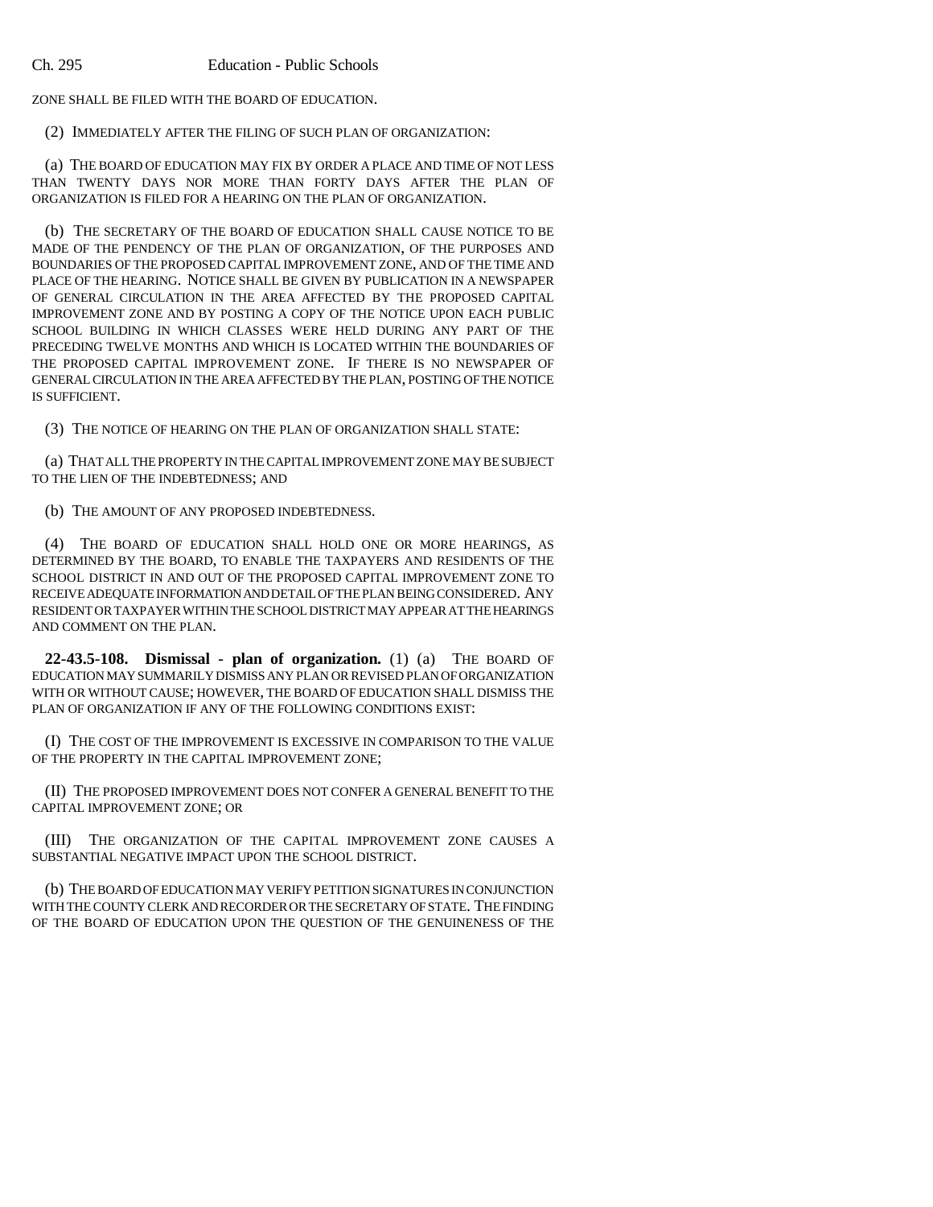ZONE SHALL BE FILED WITH THE BOARD OF EDUCATION.

(2) IMMEDIATELY AFTER THE FILING OF SUCH PLAN OF ORGANIZATION:

(a) THE BOARD OF EDUCATION MAY FIX BY ORDER A PLACE AND TIME OF NOT LESS THAN TWENTY DAYS NOR MORE THAN FORTY DAYS AFTER THE PLAN OF ORGANIZATION IS FILED FOR A HEARING ON THE PLAN OF ORGANIZATION.

(b) THE SECRETARY OF THE BOARD OF EDUCATION SHALL CAUSE NOTICE TO BE MADE OF THE PENDENCY OF THE PLAN OF ORGANIZATION, OF THE PURPOSES AND BOUNDARIES OF THE PROPOSED CAPITAL IMPROVEMENT ZONE, AND OF THE TIME AND PLACE OF THE HEARING. NOTICE SHALL BE GIVEN BY PUBLICATION IN A NEWSPAPER OF GENERAL CIRCULATION IN THE AREA AFFECTED BY THE PROPOSED CAPITAL IMPROVEMENT ZONE AND BY POSTING A COPY OF THE NOTICE UPON EACH PUBLIC SCHOOL BUILDING IN WHICH CLASSES WERE HELD DURING ANY PART OF THE PRECEDING TWELVE MONTHS AND WHICH IS LOCATED WITHIN THE BOUNDARIES OF THE PROPOSED CAPITAL IMPROVEMENT ZONE. IF THERE IS NO NEWSPAPER OF GENERAL CIRCULATION IN THE AREA AFFECTED BY THE PLAN, POSTING OF THE NOTICE IS SUFFICIENT.

(3) THE NOTICE OF HEARING ON THE PLAN OF ORGANIZATION SHALL STATE:

(a) THAT ALL THE PROPERTY IN THE CAPITAL IMPROVEMENT ZONE MAY BE SUBJECT TO THE LIEN OF THE INDEBTEDNESS; AND

(b) THE AMOUNT OF ANY PROPOSED INDEBTEDNESS.

(4) THE BOARD OF EDUCATION SHALL HOLD ONE OR MORE HEARINGS, AS DETERMINED BY THE BOARD, TO ENABLE THE TAXPAYERS AND RESIDENTS OF THE SCHOOL DISTRICT IN AND OUT OF THE PROPOSED CAPITAL IMPROVEMENT ZONE TO RECEIVE ADEQUATE INFORMATION AND DETAIL OF THE PLAN BEING CONSIDERED. ANY RESIDENT OR TAXPAYER WITHIN THE SCHOOL DISTRICT MAY APPEAR AT THE HEARINGS AND COMMENT ON THE PLAN.

**22-43.5-108. Dismissal - plan of organization.** (1) (a) THE BOARD OF EDUCATION MAY SUMMARILY DISMISS ANY PLAN OR REVISED PLAN OF ORGANIZATION WITH OR WITHOUT CAUSE; HOWEVER, THE BOARD OF EDUCATION SHALL DISMISS THE PLAN OF ORGANIZATION IF ANY OF THE FOLLOWING CONDITIONS EXIST:

(I) THE COST OF THE IMPROVEMENT IS EXCESSIVE IN COMPARISON TO THE VALUE OF THE PROPERTY IN THE CAPITAL IMPROVEMENT ZONE;

(II) THE PROPOSED IMPROVEMENT DOES NOT CONFER A GENERAL BENEFIT TO THE CAPITAL IMPROVEMENT ZONE; OR

(III) THE ORGANIZATION OF THE CAPITAL IMPROVEMENT ZONE CAUSES A SUBSTANTIAL NEGATIVE IMPACT UPON THE SCHOOL DISTRICT.

(b) THE BOARD OF EDUCATION MAY VERIFY PETITION SIGNATURES IN CONJUNCTION WITH THE COUNTY CLERK AND RECORDER OR THE SECRETARY OF STATE. THE FINDING OF THE BOARD OF EDUCATION UPON THE QUESTION OF THE GENUINENESS OF THE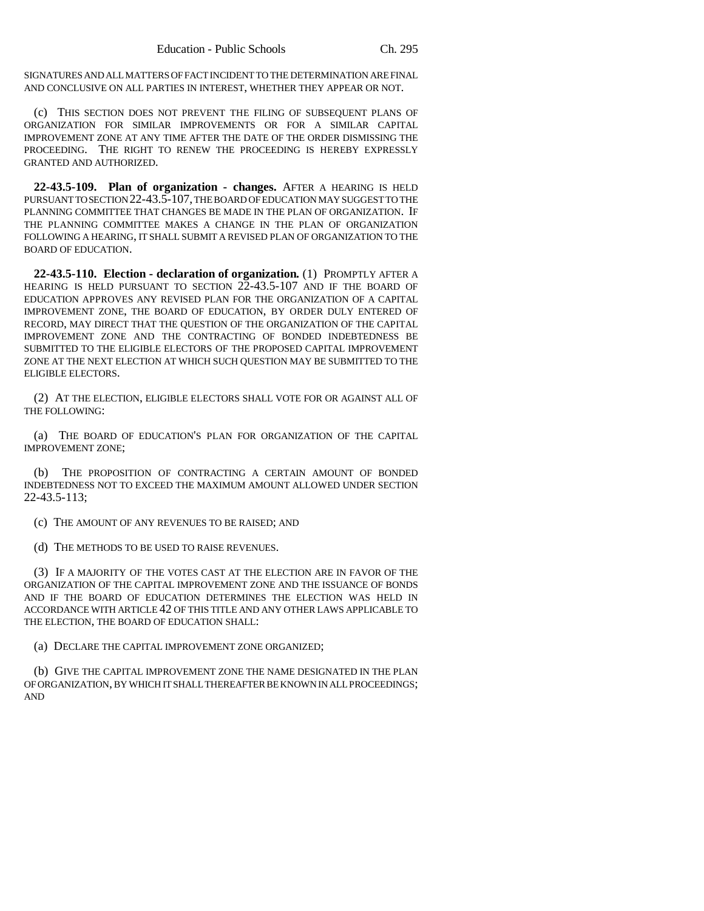SIGNATURES AND ALL MATTERS OF FACT INCIDENT TO THE DETERMINATION ARE FINAL AND CONCLUSIVE ON ALL PARTIES IN INTEREST, WHETHER THEY APPEAR OR NOT.

(c) THIS SECTION DOES NOT PREVENT THE FILING OF SUBSEQUENT PLANS OF ORGANIZATION FOR SIMILAR IMPROVEMENTS OR FOR A SIMILAR CAPITAL IMPROVEMENT ZONE AT ANY TIME AFTER THE DATE OF THE ORDER DISMISSING THE PROCEEDING. THE RIGHT TO RENEW THE PROCEEDING IS HEREBY EXPRESSLY GRANTED AND AUTHORIZED.

**22-43.5-109. Plan of organization - changes.** AFTER A HEARING IS HELD PURSUANT TO SECTION 22-43.5-107, THE BOARD OF EDUCATION MAY SUGGEST TO THE PLANNING COMMITTEE THAT CHANGES BE MADE IN THE PLAN OF ORGANIZATION. IF THE PLANNING COMMITTEE MAKES A CHANGE IN THE PLAN OF ORGANIZATION FOLLOWING A HEARING, IT SHALL SUBMIT A REVISED PLAN OF ORGANIZATION TO THE BOARD OF EDUCATION.

**22-43.5-110. Election - declaration of organization.** (1) PROMPTLY AFTER A HEARING IS HELD PURSUANT TO SECTION 22-43.5-107 AND IF THE BOARD OF EDUCATION APPROVES ANY REVISED PLAN FOR THE ORGANIZATION OF A CAPITAL IMPROVEMENT ZONE, THE BOARD OF EDUCATION, BY ORDER DULY ENTERED OF RECORD, MAY DIRECT THAT THE QUESTION OF THE ORGANIZATION OF THE CAPITAL IMPROVEMENT ZONE AND THE CONTRACTING OF BONDED INDEBTEDNESS BE SUBMITTED TO THE ELIGIBLE ELECTORS OF THE PROPOSED CAPITAL IMPROVEMENT ZONE AT THE NEXT ELECTION AT WHICH SUCH QUESTION MAY BE SUBMITTED TO THE ELIGIBLE ELECTORS.

(2) AT THE ELECTION, ELIGIBLE ELECTORS SHALL VOTE FOR OR AGAINST ALL OF THE FOLLOWING:

(a) THE BOARD OF EDUCATION'S PLAN FOR ORGANIZATION OF THE CAPITAL IMPROVEMENT ZONE;

(b) THE PROPOSITION OF CONTRACTING A CERTAIN AMOUNT OF BONDED INDEBTEDNESS NOT TO EXCEED THE MAXIMUM AMOUNT ALLOWED UNDER SECTION 22-43.5-113;

(c) THE AMOUNT OF ANY REVENUES TO BE RAISED; AND

(d) THE METHODS TO BE USED TO RAISE REVENUES.

(3) IF A MAJORITY OF THE VOTES CAST AT THE ELECTION ARE IN FAVOR OF THE ORGANIZATION OF THE CAPITAL IMPROVEMENT ZONE AND THE ISSUANCE OF BONDS AND IF THE BOARD OF EDUCATION DETERMINES THE ELECTION WAS HELD IN ACCORDANCE WITH ARTICLE 42 OF THIS TITLE AND ANY OTHER LAWS APPLICABLE TO THE ELECTION, THE BOARD OF EDUCATION SHALL:

(a) DECLARE THE CAPITAL IMPROVEMENT ZONE ORGANIZED;

(b) GIVE THE CAPITAL IMPROVEMENT ZONE THE NAME DESIGNATED IN THE PLAN OF ORGANIZATION, BY WHICH IT SHALL THEREAFTER BE KNOWN IN ALL PROCEEDINGS; AND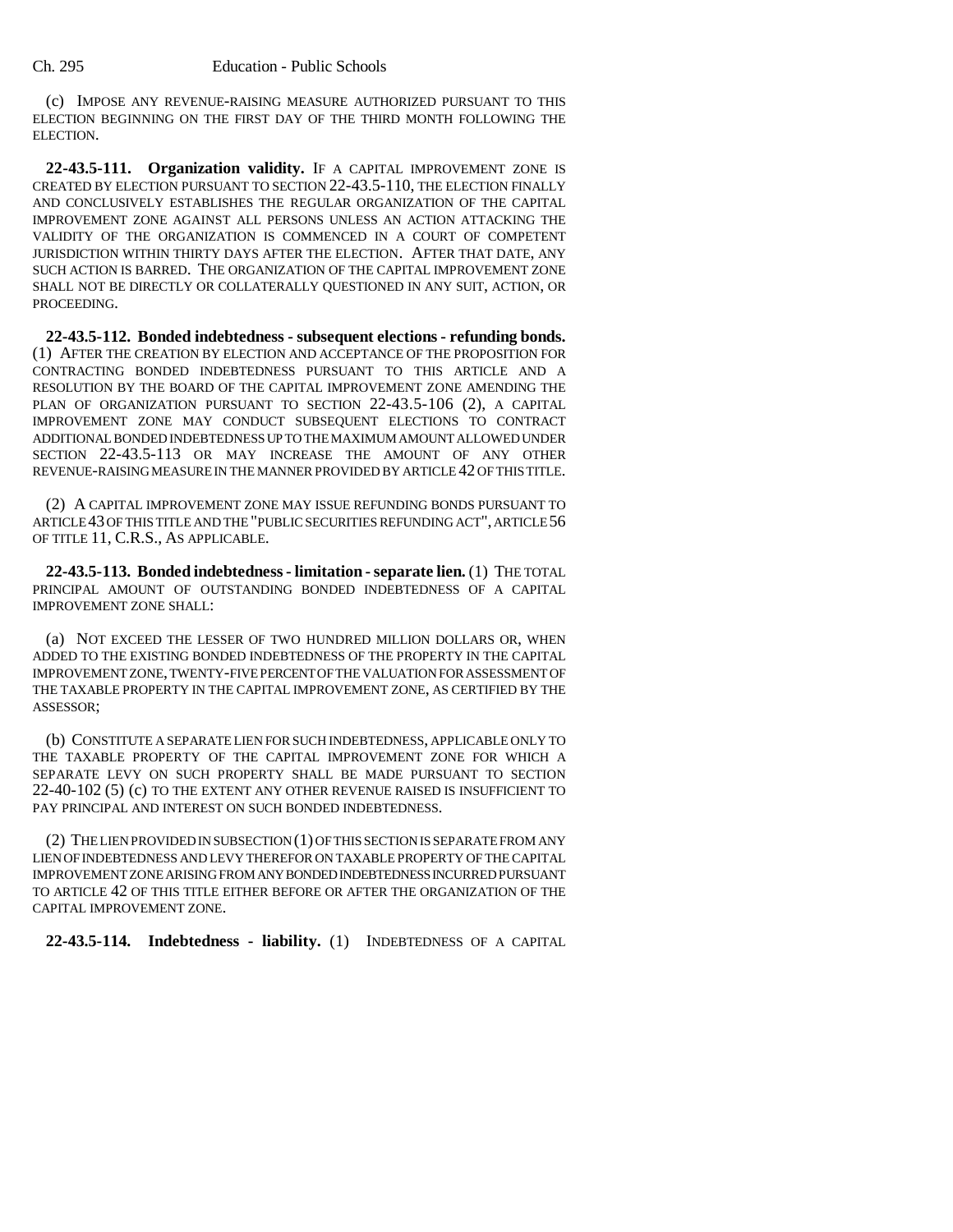(c) IMPOSE ANY REVENUE-RAISING MEASURE AUTHORIZED PURSUANT TO THIS ELECTION BEGINNING ON THE FIRST DAY OF THE THIRD MONTH FOLLOWING THE ELECTION.

**22-43.5-111. Organization validity.** IF A CAPITAL IMPROVEMENT ZONE IS CREATED BY ELECTION PURSUANT TO SECTION 22-43.5-110, THE ELECTION FINALLY AND CONCLUSIVELY ESTABLISHES THE REGULAR ORGANIZATION OF THE CAPITAL IMPROVEMENT ZONE AGAINST ALL PERSONS UNLESS AN ACTION ATTACKING THE VALIDITY OF THE ORGANIZATION IS COMMENCED IN A COURT OF COMPETENT JURISDICTION WITHIN THIRTY DAYS AFTER THE ELECTION. AFTER THAT DATE, ANY SUCH ACTION IS BARRED. THE ORGANIZATION OF THE CAPITAL IMPROVEMENT ZONE SHALL NOT BE DIRECTLY OR COLLATERALLY QUESTIONED IN ANY SUIT, ACTION, OR PROCEEDING.

**22-43.5-112. Bonded indebtedness - subsequent elections - refunding bonds.** (1) AFTER THE CREATION BY ELECTION AND ACCEPTANCE OF THE PROPOSITION FOR CONTRACTING BONDED INDEBTEDNESS PURSUANT TO THIS ARTICLE AND A RESOLUTION BY THE BOARD OF THE CAPITAL IMPROVEMENT ZONE AMENDING THE PLAN OF ORGANIZATION PURSUANT TO SECTION 22-43.5-106 (2), A CAPITAL IMPROVEMENT ZONE MAY CONDUCT SUBSEQUENT ELECTIONS TO CONTRACT ADDITIONAL BONDED INDEBTEDNESS UP TO THE MAXIMUM AMOUNT ALLOWED UNDER SECTION 22-43.5-113 OR MAY INCREASE THE AMOUNT OF ANY OTHER REVENUE-RAISING MEASURE IN THE MANNER PROVIDED BY ARTICLE 42 OF THIS TITLE.

(2) A CAPITAL IMPROVEMENT ZONE MAY ISSUE REFUNDING BONDS PURSUANT TO ARTICLE 43 OF THIS TITLE AND THE "PUBLIC SECURITIES REFUNDING ACT", ARTICLE 56 OF TITLE 11, C.R.S., AS APPLICABLE.

**22-43.5-113. Bonded indebtedness - limitation - separate lien.** (1) THE TOTAL PRINCIPAL AMOUNT OF OUTSTANDING BONDED INDEBTEDNESS OF A CAPITAL IMPROVEMENT ZONE SHALL:

(a) NOT EXCEED THE LESSER OF TWO HUNDRED MILLION DOLLARS OR, WHEN ADDED TO THE EXISTING BONDED INDEBTEDNESS OF THE PROPERTY IN THE CAPITAL IMPROVEMENT ZONE, TWENTY-FIVE PERCENT OF THE VALUATION FOR ASSESSMENT OF THE TAXABLE PROPERTY IN THE CAPITAL IMPROVEMENT ZONE, AS CERTIFIED BY THE ASSESSOR;

(b) CONSTITUTE A SEPARATE LIEN FOR SUCH INDEBTEDNESS, APPLICABLE ONLY TO THE TAXABLE PROPERTY OF THE CAPITAL IMPROVEMENT ZONE FOR WHICH A SEPARATE LEVY ON SUCH PROPERTY SHALL BE MADE PURSUANT TO SECTION 22-40-102 (5) (c) TO THE EXTENT ANY OTHER REVENUE RAISED IS INSUFFICIENT TO PAY PRINCIPAL AND INTEREST ON SUCH BONDED INDEBTEDNESS.

(2) THE LIEN PROVIDED IN SUBSECTION (1) OF THIS SECTION IS SEPARATE FROM ANY LIEN OF INDEBTEDNESS AND LEVY THEREFOR ON TAXABLE PROPERTY OF THE CAPITAL IMPROVEMENT ZONE ARISING FROM ANY BONDED INDEBTEDNESS INCURRED PURSUANT TO ARTICLE 42 OF THIS TITLE EITHER BEFORE OR AFTER THE ORGANIZATION OF THE CAPITAL IMPROVEMENT ZONE.

**22-43.5-114. Indebtedness - liability.** (1) INDEBTEDNESS OF A CAPITAL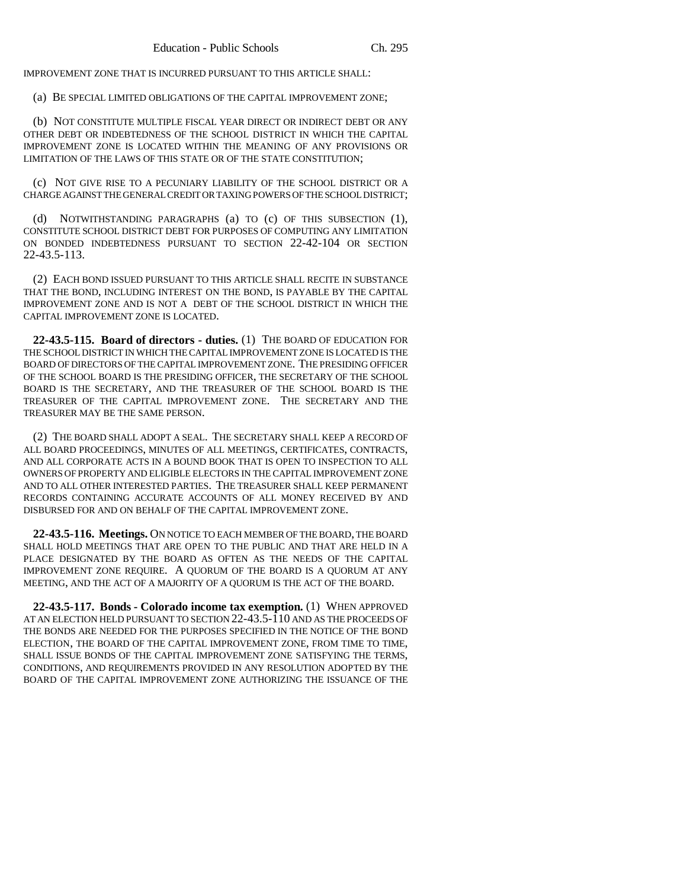IMPROVEMENT ZONE THAT IS INCURRED PURSUANT TO THIS ARTICLE SHALL:

(a) BE SPECIAL LIMITED OBLIGATIONS OF THE CAPITAL IMPROVEMENT ZONE;

(b) NOT CONSTITUTE MULTIPLE FISCAL YEAR DIRECT OR INDIRECT DEBT OR ANY OTHER DEBT OR INDEBTEDNESS OF THE SCHOOL DISTRICT IN WHICH THE CAPITAL IMPROVEMENT ZONE IS LOCATED WITHIN THE MEANING OF ANY PROVISIONS OR LIMITATION OF THE LAWS OF THIS STATE OR OF THE STATE CONSTITUTION;

(c) NOT GIVE RISE TO A PECUNIARY LIABILITY OF THE SCHOOL DISTRICT OR A CHARGE AGAINST THE GENERAL CREDIT OR TAXING POWERS OF THE SCHOOL DISTRICT;

(d) NOTWITHSTANDING PARAGRAPHS (a) TO (c) OF THIS SUBSECTION (1), CONSTITUTE SCHOOL DISTRICT DEBT FOR PURPOSES OF COMPUTING ANY LIMITATION ON BONDED INDEBTEDNESS PURSUANT TO SECTION 22-42-104 OR SECTION 22-43.5-113.

(2) EACH BOND ISSUED PURSUANT TO THIS ARTICLE SHALL RECITE IN SUBSTANCE THAT THE BOND, INCLUDING INTEREST ON THE BOND, IS PAYABLE BY THE CAPITAL IMPROVEMENT ZONE AND IS NOT A DEBT OF THE SCHOOL DISTRICT IN WHICH THE CAPITAL IMPROVEMENT ZONE IS LOCATED.

**22-43.5-115. Board of directors - duties.** (1) THE BOARD OF EDUCATION FOR THE SCHOOL DISTRICT IN WHICH THE CAPITAL IMPROVEMENT ZONE IS LOCATED IS THE BOARD OF DIRECTORS OF THE CAPITAL IMPROVEMENT ZONE. THE PRESIDING OFFICER OF THE SCHOOL BOARD IS THE PRESIDING OFFICER, THE SECRETARY OF THE SCHOOL BOARD IS THE SECRETARY, AND THE TREASURER OF THE SCHOOL BOARD IS THE TREASURER OF THE CAPITAL IMPROVEMENT ZONE. THE SECRETARY AND THE TREASURER MAY BE THE SAME PERSON.

(2) THE BOARD SHALL ADOPT A SEAL. THE SECRETARY SHALL KEEP A RECORD OF ALL BOARD PROCEEDINGS, MINUTES OF ALL MEETINGS, CERTIFICATES, CONTRACTS, AND ALL CORPORATE ACTS IN A BOUND BOOK THAT IS OPEN TO INSPECTION TO ALL OWNERS OF PROPERTY AND ELIGIBLE ELECTORS IN THE CAPITAL IMPROVEMENT ZONE AND TO ALL OTHER INTERESTED PARTIES. THE TREASURER SHALL KEEP PERMANENT RECORDS CONTAINING ACCURATE ACCOUNTS OF ALL MONEY RECEIVED BY AND DISBURSED FOR AND ON BEHALF OF THE CAPITAL IMPROVEMENT ZONE.

**22-43.5-116. Meetings.** ON NOTICE TO EACH MEMBER OF THE BOARD, THE BOARD SHALL HOLD MEETINGS THAT ARE OPEN TO THE PUBLIC AND THAT ARE HELD IN A PLACE DESIGNATED BY THE BOARD AS OFTEN AS THE NEEDS OF THE CAPITAL IMPROVEMENT ZONE REQUIRE. A QUORUM OF THE BOARD IS A QUORUM AT ANY MEETING, AND THE ACT OF A MAJORITY OF A QUORUM IS THE ACT OF THE BOARD.

**22-43.5-117. Bonds - Colorado income tax exemption.** (1) WHEN APPROVED AT AN ELECTION HELD PURSUANT TO SECTION 22-43.5-110 AND AS THE PROCEEDS OF THE BONDS ARE NEEDED FOR THE PURPOSES SPECIFIED IN THE NOTICE OF THE BOND ELECTION, THE BOARD OF THE CAPITAL IMPROVEMENT ZONE, FROM TIME TO TIME, SHALL ISSUE BONDS OF THE CAPITAL IMPROVEMENT ZONE SATISFYING THE TERMS, CONDITIONS, AND REQUIREMENTS PROVIDED IN ANY RESOLUTION ADOPTED BY THE BOARD OF THE CAPITAL IMPROVEMENT ZONE AUTHORIZING THE ISSUANCE OF THE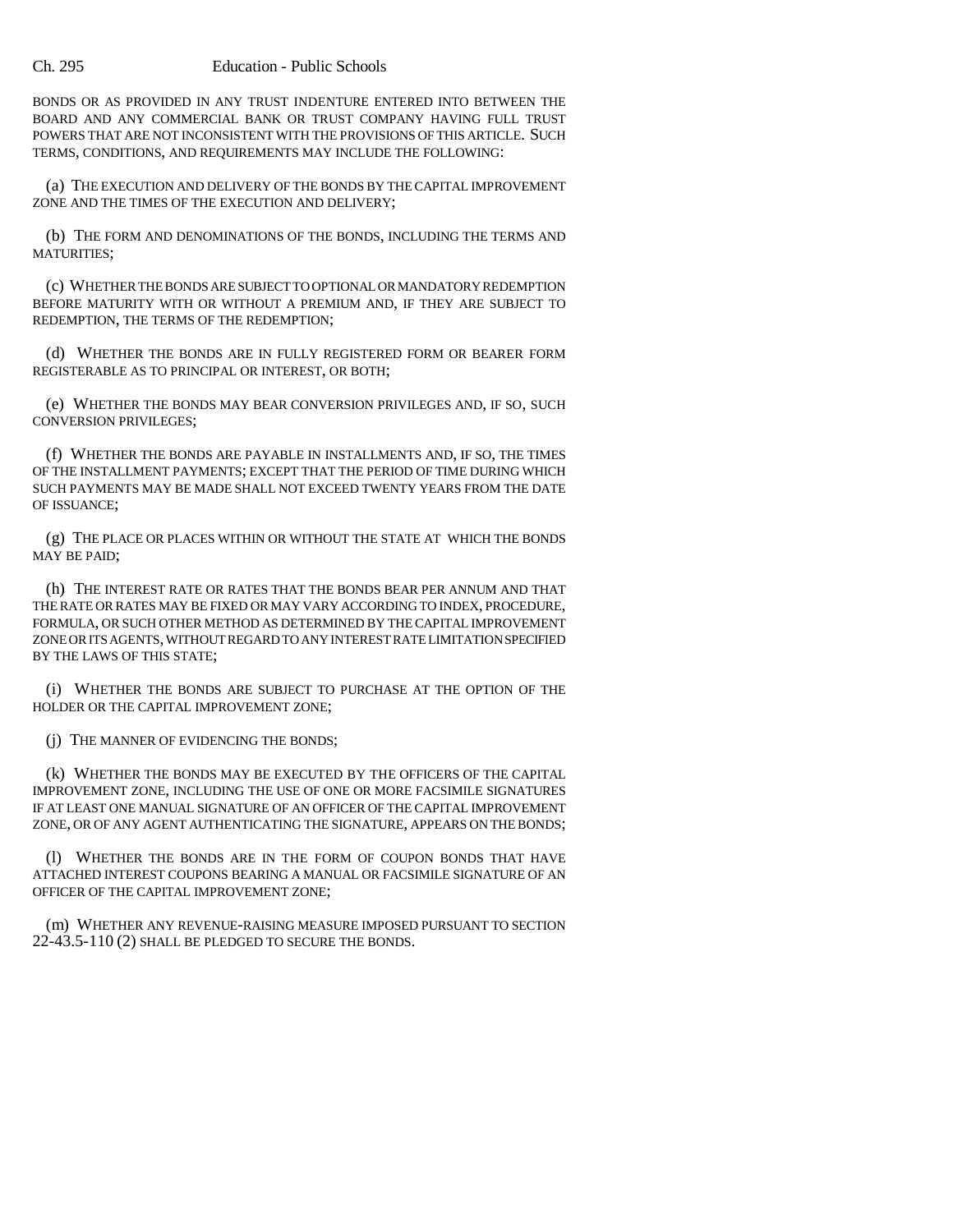BONDS OR AS PROVIDED IN ANY TRUST INDENTURE ENTERED INTO BETWEEN THE BOARD AND ANY COMMERCIAL BANK OR TRUST COMPANY HAVING FULL TRUST POWERS THAT ARE NOT INCONSISTENT WITH THE PROVISIONS OF THIS ARTICLE. SUCH TERMS, CONDITIONS, AND REQUIREMENTS MAY INCLUDE THE FOLLOWING:

(a) THE EXECUTION AND DELIVERY OF THE BONDS BY THE CAPITAL IMPROVEMENT ZONE AND THE TIMES OF THE EXECUTION AND DELIVERY;

(b) THE FORM AND DENOMINATIONS OF THE BONDS, INCLUDING THE TERMS AND MATURITIES;

(c) WHETHER THE BONDS ARE SUBJECT TO OPTIONAL OR MANDATORY REDEMPTION BEFORE MATURITY WITH OR WITHOUT A PREMIUM AND, IF THEY ARE SUBJECT TO REDEMPTION, THE TERMS OF THE REDEMPTION;

(d) WHETHER THE BONDS ARE IN FULLY REGISTERED FORM OR BEARER FORM REGISTERABLE AS TO PRINCIPAL OR INTEREST, OR BOTH;

(e) WHETHER THE BONDS MAY BEAR CONVERSION PRIVILEGES AND, IF SO, SUCH CONVERSION PRIVILEGES;

(f) WHETHER THE BONDS ARE PAYABLE IN INSTALLMENTS AND, IF SO, THE TIMES OF THE INSTALLMENT PAYMENTS; EXCEPT THAT THE PERIOD OF TIME DURING WHICH SUCH PAYMENTS MAY BE MADE SHALL NOT EXCEED TWENTY YEARS FROM THE DATE OF ISSUANCE;

(g) THE PLACE OR PLACES WITHIN OR WITHOUT THE STATE AT WHICH THE BONDS MAY BE PAID;

(h) THE INTEREST RATE OR RATES THAT THE BONDS BEAR PER ANNUM AND THAT THE RATE OR RATES MAY BE FIXED OR MAY VARY ACCORDING TO INDEX, PROCEDURE, FORMULA, OR SUCH OTHER METHOD AS DETERMINED BY THE CAPITAL IMPROVEMENT ZONE OR ITS AGENTS, WITHOUT REGARD TO ANY INTEREST RATE LIMITATION SPECIFIED BY THE LAWS OF THIS STATE;

(i) WHETHER THE BONDS ARE SUBJECT TO PURCHASE AT THE OPTION OF THE HOLDER OR THE CAPITAL IMPROVEMENT ZONE;

(j) THE MANNER OF EVIDENCING THE BONDS;

(k) WHETHER THE BONDS MAY BE EXECUTED BY THE OFFICERS OF THE CAPITAL IMPROVEMENT ZONE, INCLUDING THE USE OF ONE OR MORE FACSIMILE SIGNATURES IF AT LEAST ONE MANUAL SIGNATURE OF AN OFFICER OF THE CAPITAL IMPROVEMENT ZONE, OR OF ANY AGENT AUTHENTICATING THE SIGNATURE, APPEARS ON THE BONDS;

(l) WHETHER THE BONDS ARE IN THE FORM OF COUPON BONDS THAT HAVE ATTACHED INTEREST COUPONS BEARING A MANUAL OR FACSIMILE SIGNATURE OF AN OFFICER OF THE CAPITAL IMPROVEMENT ZONE;

(m) WHETHER ANY REVENUE-RAISING MEASURE IMPOSED PURSUANT TO SECTION 22-43.5-110 (2) SHALL BE PLEDGED TO SECURE THE BONDS.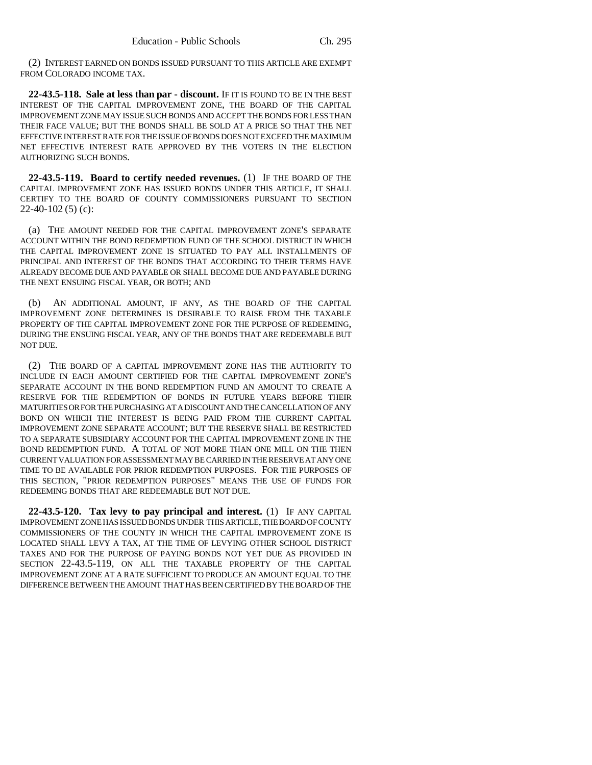(2) INTEREST EARNED ON BONDS ISSUED PURSUANT TO THIS ARTICLE ARE EXEMPT FROM COLORADO INCOME TAX.

**22-43.5-118. Sale at less than par - discount.** IF IT IS FOUND TO BE IN THE BEST INTEREST OF THE CAPITAL IMPROVEMENT ZONE, THE BOARD OF THE CAPITAL IMPROVEMENT ZONE MAY ISSUE SUCH BONDS AND ACCEPT THE BONDS FOR LESS THAN THEIR FACE VALUE; BUT THE BONDS SHALL BE SOLD AT A PRICE SO THAT THE NET EFFECTIVE INTEREST RATE FOR THE ISSUE OF BONDS DOES NOT EXCEED THE MAXIMUM NET EFFECTIVE INTEREST RATE APPROVED BY THE VOTERS IN THE ELECTION AUTHORIZING SUCH BONDS.

**22-43.5-119. Board to certify needed revenues.** (1) IF THE BOARD OF THE CAPITAL IMPROVEMENT ZONE HAS ISSUED BONDS UNDER THIS ARTICLE, IT SHALL CERTIFY TO THE BOARD OF COUNTY COMMISSIONERS PURSUANT TO SECTION 22-40-102 (5) (c):

(a) THE AMOUNT NEEDED FOR THE CAPITAL IMPROVEMENT ZONE'S SEPARATE ACCOUNT WITHIN THE BOND REDEMPTION FUND OF THE SCHOOL DISTRICT IN WHICH THE CAPITAL IMPROVEMENT ZONE IS SITUATED TO PAY ALL INSTALLMENTS OF PRINCIPAL AND INTEREST OF THE BONDS THAT ACCORDING TO THEIR TERMS HAVE ALREADY BECOME DUE AND PAYABLE OR SHALL BECOME DUE AND PAYABLE DURING THE NEXT ENSUING FISCAL YEAR, OR BOTH; AND

(b) AN ADDITIONAL AMOUNT, IF ANY, AS THE BOARD OF THE CAPITAL IMPROVEMENT ZONE DETERMINES IS DESIRABLE TO RAISE FROM THE TAXABLE PROPERTY OF THE CAPITAL IMPROVEMENT ZONE FOR THE PURPOSE OF REDEEMING, DURING THE ENSUING FISCAL YEAR, ANY OF THE BONDS THAT ARE REDEEMABLE BUT NOT DUE.

(2) THE BOARD OF A CAPITAL IMPROVEMENT ZONE HAS THE AUTHORITY TO INCLUDE IN EACH AMOUNT CERTIFIED FOR THE CAPITAL IMPROVEMENT ZONE'S SEPARATE ACCOUNT IN THE BOND REDEMPTION FUND AN AMOUNT TO CREATE A RESERVE FOR THE REDEMPTION OF BONDS IN FUTURE YEARS BEFORE THEIR MATURITIES OR FOR THE PURCHASING AT A DISCOUNT AND THE CANCELLATION OF ANY BOND ON WHICH THE INTEREST IS BEING PAID FROM THE CURRENT CAPITAL IMPROVEMENT ZONE SEPARATE ACCOUNT; BUT THE RESERVE SHALL BE RESTRICTED TO A SEPARATE SUBSIDIARY ACCOUNT FOR THE CAPITAL IMPROVEMENT ZONE IN THE BOND REDEMPTION FUND. A TOTAL OF NOT MORE THAN ONE MILL ON THE THEN CURRENT VALUATION FOR ASSESSMENT MAY BE CARRIED IN THE RESERVE AT ANY ONE TIME TO BE AVAILABLE FOR PRIOR REDEMPTION PURPOSES. FOR THE PURPOSES OF THIS SECTION, "PRIOR REDEMPTION PURPOSES" MEANS THE USE OF FUNDS FOR REDEEMING BONDS THAT ARE REDEEMABLE BUT NOT DUE.

**22-43.5-120. Tax levy to pay principal and interest.** (1) IF ANY CAPITAL IMPROVEMENT ZONE HAS ISSUED BONDS UNDER THIS ARTICLE, THE BOARD OF COUNTY COMMISSIONERS OF THE COUNTY IN WHICH THE CAPITAL IMPROVEMENT ZONE IS LOCATED SHALL LEVY A TAX, AT THE TIME OF LEVYING OTHER SCHOOL DISTRICT TAXES AND FOR THE PURPOSE OF PAYING BONDS NOT YET DUE AS PROVIDED IN SECTION 22-43.5-119, ON ALL THE TAXABLE PROPERTY OF THE CAPITAL IMPROVEMENT ZONE AT A RATE SUFFICIENT TO PRODUCE AN AMOUNT EQUAL TO THE DIFFERENCE BETWEEN THE AMOUNT THAT HAS BEEN CERTIFIED BY THE BOARD OF THE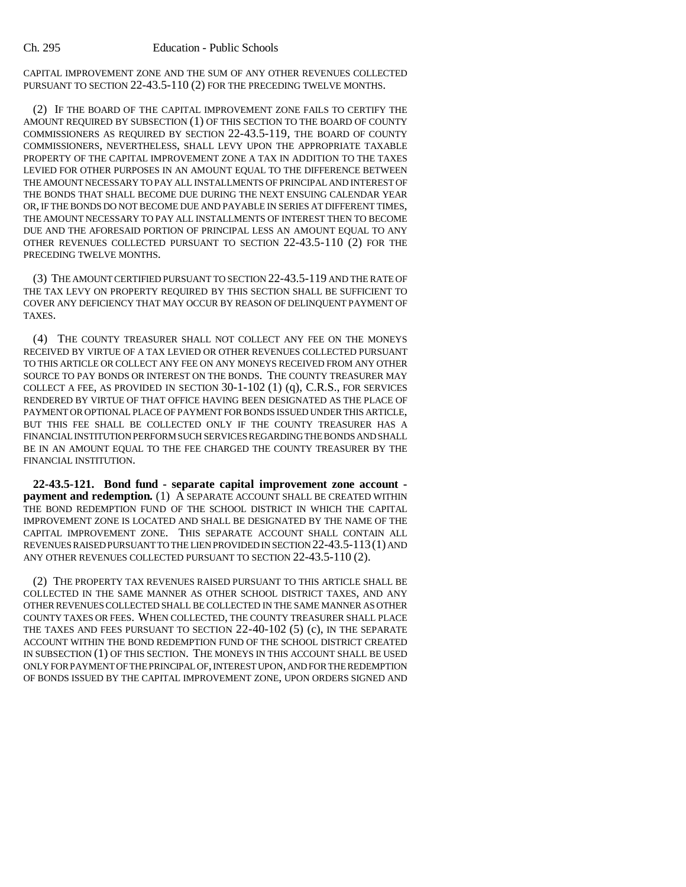CAPITAL IMPROVEMENT ZONE AND THE SUM OF ANY OTHER REVENUES COLLECTED PURSUANT TO SECTION 22-43.5-110 (2) FOR THE PRECEDING TWELVE MONTHS.

(2) IF THE BOARD OF THE CAPITAL IMPROVEMENT ZONE FAILS TO CERTIFY THE AMOUNT REQUIRED BY SUBSECTION (1) OF THIS SECTION TO THE BOARD OF COUNTY COMMISSIONERS AS REQUIRED BY SECTION 22-43.5-119, THE BOARD OF COUNTY COMMISSIONERS, NEVERTHELESS, SHALL LEVY UPON THE APPROPRIATE TAXABLE PROPERTY OF THE CAPITAL IMPROVEMENT ZONE A TAX IN ADDITION TO THE TAXES LEVIED FOR OTHER PURPOSES IN AN AMOUNT EQUAL TO THE DIFFERENCE BETWEEN THE AMOUNT NECESSARY TO PAY ALL INSTALLMENTS OF PRINCIPAL AND INTEREST OF THE BONDS THAT SHALL BECOME DUE DURING THE NEXT ENSUING CALENDAR YEAR OR, IF THE BONDS DO NOT BECOME DUE AND PAYABLE IN SERIES AT DIFFERENT TIMES, THE AMOUNT NECESSARY TO PAY ALL INSTALLMENTS OF INTEREST THEN TO BECOME DUE AND THE AFORESAID PORTION OF PRINCIPAL LESS AN AMOUNT EQUAL TO ANY OTHER REVENUES COLLECTED PURSUANT TO SECTION 22-43.5-110 (2) FOR THE PRECEDING TWELVE MONTHS.

(3) THE AMOUNT CERTIFIED PURSUANT TO SECTION 22-43.5-119 AND THE RATE OF THE TAX LEVY ON PROPERTY REQUIRED BY THIS SECTION SHALL BE SUFFICIENT TO COVER ANY DEFICIENCY THAT MAY OCCUR BY REASON OF DELINQUENT PAYMENT OF TAXES.

(4) THE COUNTY TREASURER SHALL NOT COLLECT ANY FEE ON THE MONEYS RECEIVED BY VIRTUE OF A TAX LEVIED OR OTHER REVENUES COLLECTED PURSUANT TO THIS ARTICLE OR COLLECT ANY FEE ON ANY MONEYS RECEIVED FROM ANY OTHER SOURCE TO PAY BONDS OR INTEREST ON THE BONDS. THE COUNTY TREASURER MAY COLLECT A FEE, AS PROVIDED IN SECTION 30-1-102 (1) (q), C.R.S., FOR SERVICES RENDERED BY VIRTUE OF THAT OFFICE HAVING BEEN DESIGNATED AS THE PLACE OF PAYMENT OR OPTIONAL PLACE OF PAYMENT FOR BONDS ISSUED UNDER THIS ARTICLE, BUT THIS FEE SHALL BE COLLECTED ONLY IF THE COUNTY TREASURER HAS A FINANCIAL INSTITUTION PERFORM SUCH SERVICES REGARDING THE BONDS AND SHALL BE IN AN AMOUNT EQUAL TO THE FEE CHARGED THE COUNTY TREASURER BY THE FINANCIAL INSTITUTION.

**22-43.5-121. Bond fund - separate capital improvement zone account - payment and redemption.** (1) A SEPARATE ACCOUNT SHALL BE CREATED WITHIN THE BOND REDEMPTION FUND OF THE SCHOOL DISTRICT IN WHICH THE CAPITAL IMPROVEMENT ZONE IS LOCATED AND SHALL BE DESIGNATED BY THE NAME OF THE CAPITAL IMPROVEMENT ZONE. THIS SEPARATE ACCOUNT SHALL CONTAIN ALL REVENUES RAISED PURSUANT TO THE LIEN PROVIDED IN SECTION 22-43.5-113 (1) AND ANY OTHER REVENUES COLLECTED PURSUANT TO SECTION 22-43.5-110 (2).

(2) THE PROPERTY TAX REVENUES RAISED PURSUANT TO THIS ARTICLE SHALL BE COLLECTED IN THE SAME MANNER AS OTHER SCHOOL DISTRICT TAXES, AND ANY OTHER REVENUES COLLECTED SHALL BE COLLECTED IN THE SAME MANNER AS OTHER COUNTY TAXES OR FEES. WHEN COLLECTED, THE COUNTY TREASURER SHALL PLACE THE TAXES AND FEES PURSUANT TO SECTION 22-40-102 (5) (c), IN THE SEPARATE ACCOUNT WITHIN THE BOND REDEMPTION FUND OF THE SCHOOL DISTRICT CREATED IN SUBSECTION (1) OF THIS SECTION. THE MONEYS IN THIS ACCOUNT SHALL BE USED ONLY FOR PAYMENT OF THE PRINCIPAL OF, INTEREST UPON, AND FOR THE REDEMPTION OF BONDS ISSUED BY THE CAPITAL IMPROVEMENT ZONE, UPON ORDERS SIGNED AND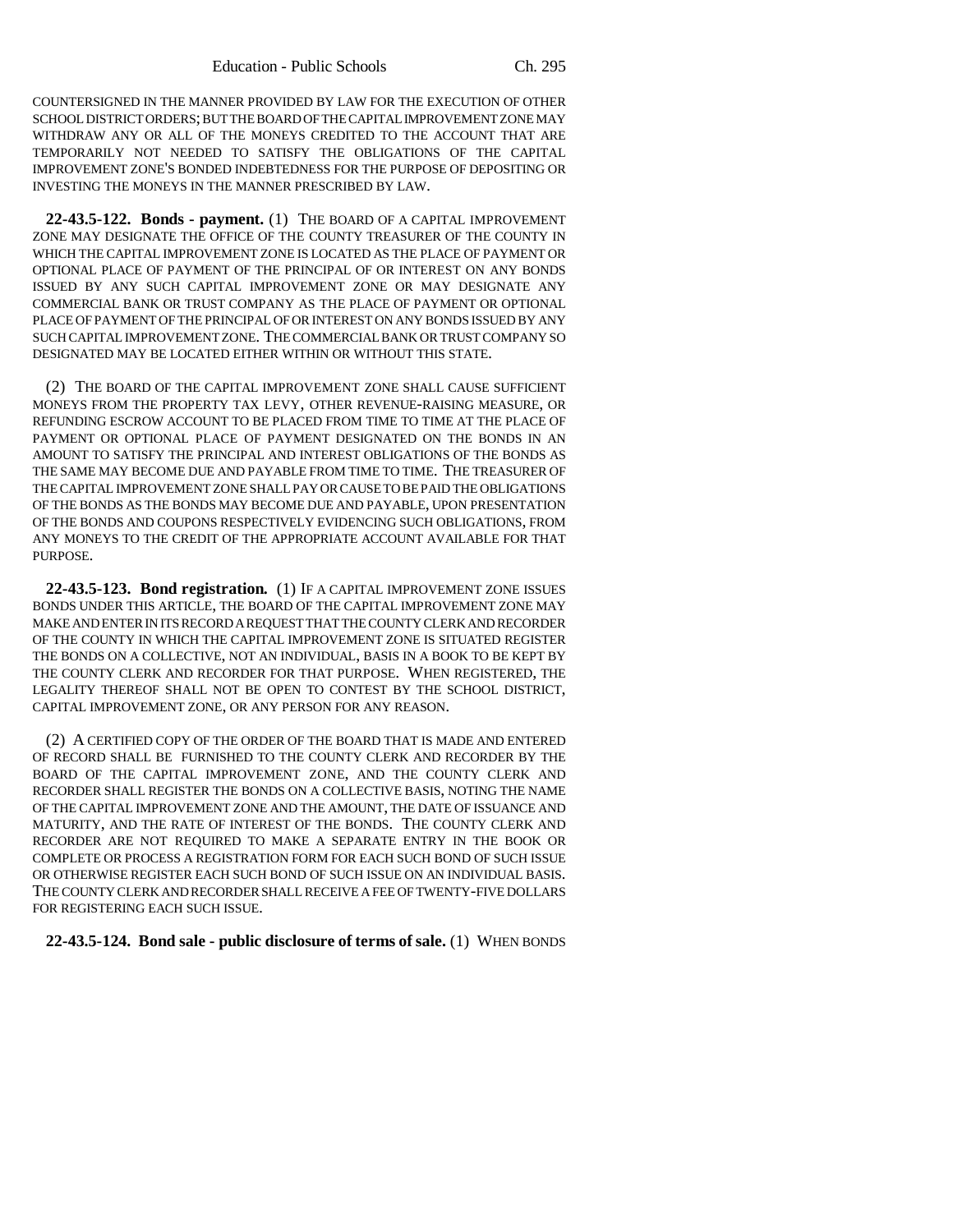COUNTERSIGNED IN THE MANNER PROVIDED BY LAW FOR THE EXECUTION OF OTHER SCHOOL DISTRICT ORDERS; BUT THE BOARD OF THE CAPITAL IMPROVEMENT ZONE MAY WITHDRAW ANY OR ALL OF THE MONEYS CREDITED TO THE ACCOUNT THAT ARE TEMPORARILY NOT NEEDED TO SATISFY THE OBLIGATIONS OF THE CAPITAL IMPROVEMENT ZONE'S BONDED INDEBTEDNESS FOR THE PURPOSE OF DEPOSITING OR INVESTING THE MONEYS IN THE MANNER PRESCRIBED BY LAW.

**22-43.5-122. Bonds - payment.** (1) THE BOARD OF A CAPITAL IMPROVEMENT ZONE MAY DESIGNATE THE OFFICE OF THE COUNTY TREASURER OF THE COUNTY IN WHICH THE CAPITAL IMPROVEMENT ZONE IS LOCATED AS THE PLACE OF PAYMENT OR OPTIONAL PLACE OF PAYMENT OF THE PRINCIPAL OF OR INTEREST ON ANY BONDS ISSUED BY ANY SUCH CAPITAL IMPROVEMENT ZONE OR MAY DESIGNATE ANY COMMERCIAL BANK OR TRUST COMPANY AS THE PLACE OF PAYMENT OR OPTIONAL PLACE OF PAYMENT OF THE PRINCIPAL OF OR INTEREST ON ANY BONDS ISSUED BY ANY SUCH CAPITAL IMPROVEMENT ZONE. THE COMMERCIAL BANK OR TRUST COMPANY SO DESIGNATED MAY BE LOCATED EITHER WITHIN OR WITHOUT THIS STATE.

(2) THE BOARD OF THE CAPITAL IMPROVEMENT ZONE SHALL CAUSE SUFFICIENT MONEYS FROM THE PROPERTY TAX LEVY, OTHER REVENUE-RAISING MEASURE, OR REFUNDING ESCROW ACCOUNT TO BE PLACED FROM TIME TO TIME AT THE PLACE OF PAYMENT OR OPTIONAL PLACE OF PAYMENT DESIGNATED ON THE BONDS IN AN AMOUNT TO SATISFY THE PRINCIPAL AND INTEREST OBLIGATIONS OF THE BONDS AS THE SAME MAY BECOME DUE AND PAYABLE FROM TIME TO TIME. THE TREASURER OF THE CAPITAL IMPROVEMENT ZONE SHALL PAY OR CAUSE TO BE PAID THE OBLIGATIONS OF THE BONDS AS THE BONDS MAY BECOME DUE AND PAYABLE, UPON PRESENTATION OF THE BONDS AND COUPONS RESPECTIVELY EVIDENCING SUCH OBLIGATIONS, FROM ANY MONEYS TO THE CREDIT OF THE APPROPRIATE ACCOUNT AVAILABLE FOR THAT PURPOSE.

**22-43.5-123. Bond registration.** (1) IF A CAPITAL IMPROVEMENT ZONE ISSUES BONDS UNDER THIS ARTICLE, THE BOARD OF THE CAPITAL IMPROVEMENT ZONE MAY MAKE AND ENTER IN ITS RECORD A REQUEST THAT THE COUNTY CLERK AND RECORDER OF THE COUNTY IN WHICH THE CAPITAL IMPROVEMENT ZONE IS SITUATED REGISTER THE BONDS ON A COLLECTIVE, NOT AN INDIVIDUAL, BASIS IN A BOOK TO BE KEPT BY THE COUNTY CLERK AND RECORDER FOR THAT PURPOSE. WHEN REGISTERED, THE LEGALITY THEREOF SHALL NOT BE OPEN TO CONTEST BY THE SCHOOL DISTRICT, CAPITAL IMPROVEMENT ZONE, OR ANY PERSON FOR ANY REASON.

(2) A CERTIFIED COPY OF THE ORDER OF THE BOARD THAT IS MADE AND ENTERED OF RECORD SHALL BE FURNISHED TO THE COUNTY CLERK AND RECORDER BY THE BOARD OF THE CAPITAL IMPROVEMENT ZONE, AND THE COUNTY CLERK AND RECORDER SHALL REGISTER THE BONDS ON A COLLECTIVE BASIS, NOTING THE NAME OF THE CAPITAL IMPROVEMENT ZONE AND THE AMOUNT, THE DATE OF ISSUANCE AND MATURITY, AND THE RATE OF INTEREST OF THE BONDS. THE COUNTY CLERK AND RECORDER ARE NOT REQUIRED TO MAKE A SEPARATE ENTRY IN THE BOOK OR COMPLETE OR PROCESS A REGISTRATION FORM FOR EACH SUCH BOND OF SUCH ISSUE OR OTHERWISE REGISTER EACH SUCH BOND OF SUCH ISSUE ON AN INDIVIDUAL BASIS. THE COUNTY CLERK AND RECORDER SHALL RECEIVE A FEE OF TWENTY-FIVE DOLLARS FOR REGISTERING EACH SUCH ISSUE.

**22-43.5-124. Bond sale - public disclosure of terms of sale.** (1) WHEN BONDS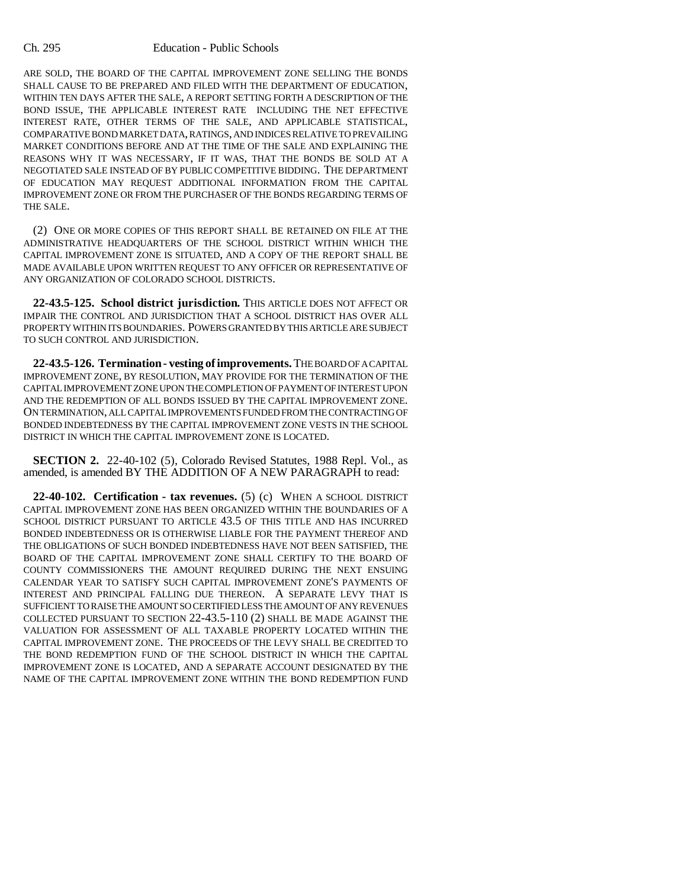ARE SOLD, THE BOARD OF THE CAPITAL IMPROVEMENT ZONE SELLING THE BONDS SHALL CAUSE TO BE PREPARED AND FILED WITH THE DEPARTMENT OF EDUCATION, WITHIN TEN DAYS AFTER THE SALE, A REPORT SETTING FORTH A DESCRIPTION OF THE BOND ISSUE, THE APPLICABLE INTEREST RATE INCLUDING THE NET EFFECTIVE INTEREST RATE, OTHER TERMS OF THE SALE, AND APPLICABLE STATISTICAL, COMPARATIVE BOND MARKET DATA, RATINGS, AND INDICES RELATIVE TO PREVAILING MARKET CONDITIONS BEFORE AND AT THE TIME OF THE SALE AND EXPLAINING THE REASONS WHY IT WAS NECESSARY, IF IT WAS, THAT THE BONDS BE SOLD AT A NEGOTIATED SALE INSTEAD OF BY PUBLIC COMPETITIVE BIDDING. THE DEPARTMENT OF EDUCATION MAY REQUEST ADDITIONAL INFORMATION FROM THE CAPITAL IMPROVEMENT ZONE OR FROM THE PURCHASER OF THE BONDS REGARDING TERMS OF THE SALE.

(2) ONE OR MORE COPIES OF THIS REPORT SHALL BE RETAINED ON FILE AT THE ADMINISTRATIVE HEADQUARTERS OF THE SCHOOL DISTRICT WITHIN WHICH THE CAPITAL IMPROVEMENT ZONE IS SITUATED, AND A COPY OF THE REPORT SHALL BE MADE AVAILABLE UPON WRITTEN REQUEST TO ANY OFFICER OR REPRESENTATIVE OF ANY ORGANIZATION OF COLORADO SCHOOL DISTRICTS.

**22-43.5-125. School district jurisdiction.** THIS ARTICLE DOES NOT AFFECT OR IMPAIR THE CONTROL AND JURISDICTION THAT A SCHOOL DISTRICT HAS OVER ALL PROPERTY WITHIN ITS BOUNDARIES. POWERS GRANTED BY THIS ARTICLE ARE SUBJECT TO SUCH CONTROL AND JURISDICTION.

**22-43.5-126. Termination - vesting of improvements.** THE BOARD OF A CAPITAL IMPROVEMENT ZONE, BY RESOLUTION, MAY PROVIDE FOR THE TERMINATION OF THE CAPITAL IMPROVEMENT ZONE UPON THE COMPLETION OF PAYMENT OF INTEREST UPON AND THE REDEMPTION OF ALL BONDS ISSUED BY THE CAPITAL IMPROVEMENT ZONE. ON TERMINATION, ALL CAPITAL IMPROVEMENTS FUNDED FROM THE CONTRACTING OF BONDED INDEBTEDNESS BY THE CAPITAL IMPROVEMENT ZONE VESTS IN THE SCHOOL DISTRICT IN WHICH THE CAPITAL IMPROVEMENT ZONE IS LOCATED.

**SECTION 2.** 22-40-102 (5), Colorado Revised Statutes, 1988 Repl. Vol., as amended, is amended BY THE ADDITION OF A NEW PARAGRAPH to read:

**22-40-102. Certification - tax revenues.** (5) (c) WHEN A SCHOOL DISTRICT CAPITAL IMPROVEMENT ZONE HAS BEEN ORGANIZED WITHIN THE BOUNDARIES OF A SCHOOL DISTRICT PURSUANT TO ARTICLE 43.5 OF THIS TITLE AND HAS INCURRED BONDED INDEBTEDNESS OR IS OTHERWISE LIABLE FOR THE PAYMENT THEREOF AND THE OBLIGATIONS OF SUCH BONDED INDEBTEDNESS HAVE NOT BEEN SATISFIED, THE BOARD OF THE CAPITAL IMPROVEMENT ZONE SHALL CERTIFY TO THE BOARD OF COUNTY COMMISSIONERS THE AMOUNT REQUIRED DURING THE NEXT ENSUING CALENDAR YEAR TO SATISFY SUCH CAPITAL IMPROVEMENT ZONE'S PAYMENTS OF INTEREST AND PRINCIPAL FALLING DUE THEREON. A SEPARATE LEVY THAT IS SUFFICIENT TO RAISE THE AMOUNT SO CERTIFIED LESS THE AMOUNT OF ANY REVENUES COLLECTED PURSUANT TO SECTION 22-43.5-110 (2) SHALL BE MADE AGAINST THE VALUATION FOR ASSESSMENT OF ALL TAXABLE PROPERTY LOCATED WITHIN THE CAPITAL IMPROVEMENT ZONE. THE PROCEEDS OF THE LEVY SHALL BE CREDITED TO THE BOND REDEMPTION FUND OF THE SCHOOL DISTRICT IN WHICH THE CAPITAL IMPROVEMENT ZONE IS LOCATED, AND A SEPARATE ACCOUNT DESIGNATED BY THE NAME OF THE CAPITAL IMPROVEMENT ZONE WITHIN THE BOND REDEMPTION FUND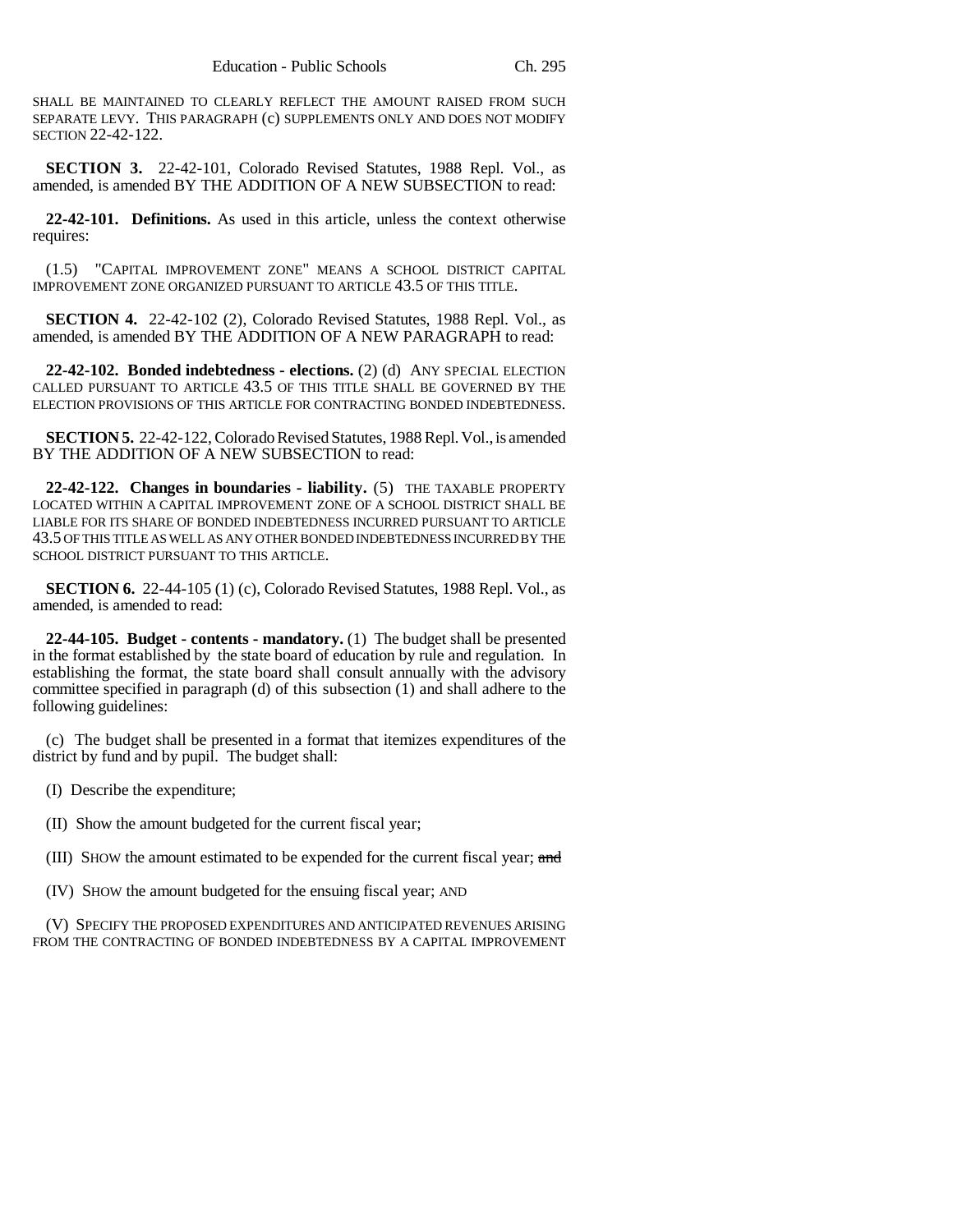SHALL BE MAINTAINED TO CLEARLY REFLECT THE AMOUNT RAISED FROM SUCH SEPARATE LEVY. THIS PARAGRAPH (c) SUPPLEMENTS ONLY AND DOES NOT MODIFY SECTION 22-42-122.

**SECTION 3.** 22-42-101, Colorado Revised Statutes, 1988 Repl. Vol., as amended, is amended BY THE ADDITION OF A NEW SUBSECTION to read:

**22-42-101. Definitions.** As used in this article, unless the context otherwise requires:

(1.5) "CAPITAL IMPROVEMENT ZONE" MEANS A SCHOOL DISTRICT CAPITAL IMPROVEMENT ZONE ORGANIZED PURSUANT TO ARTICLE 43.5 OF THIS TITLE.

**SECTION 4.** 22-42-102 (2), Colorado Revised Statutes, 1988 Repl. Vol., as amended, is amended BY THE ADDITION OF A NEW PARAGRAPH to read:

**22-42-102. Bonded indebtedness - elections.** (2) (d) ANY SPECIAL ELECTION CALLED PURSUANT TO ARTICLE 43.5 OF THIS TITLE SHALL BE GOVERNED BY THE ELECTION PROVISIONS OF THIS ARTICLE FOR CONTRACTING BONDED INDEBTEDNESS.

**SECTION 5.** 22-42-122, Colorado Revised Statutes, 1988 Repl. Vol., is amended BY THE ADDITION OF A NEW SUBSECTION to read:

**22-42-122. Changes in boundaries - liability.** (5) THE TAXABLE PROPERTY LOCATED WITHIN A CAPITAL IMPROVEMENT ZONE OF A SCHOOL DISTRICT SHALL BE LIABLE FOR ITS SHARE OF BONDED INDEBTEDNESS INCURRED PURSUANT TO ARTICLE 43.5 OF THIS TITLE AS WELL AS ANY OTHER BONDED INDEBTEDNESS INCURRED BY THE SCHOOL DISTRICT PURSUANT TO THIS ARTICLE.

**SECTION 6.** 22-44-105 (1) (c), Colorado Revised Statutes, 1988 Repl. Vol., as amended, is amended to read:

**22-44-105. Budget - contents - mandatory.** (1) The budget shall be presented in the format established by the state board of education by rule and regulation. In establishing the format, the state board shall consult annually with the advisory committee specified in paragraph (d) of this subsection (1) and shall adhere to the following guidelines:

(c) The budget shall be presented in a format that itemizes expenditures of the district by fund and by pupil. The budget shall:

(I) Describe the expenditure;

(II) Show the amount budgeted for the current fiscal year;

(III) SHOW the amount estimated to be expended for the current fiscal year; ~~and~~

(IV) SHOW the amount budgeted for the ensuing fiscal year; AND

(V) SPECIFY THE PROPOSED EXPENDITURES AND ANTICIPATED REVENUES ARISING FROM THE CONTRACTING OF BONDED INDEBTEDNESS BY A CAPITAL IMPROVEMENT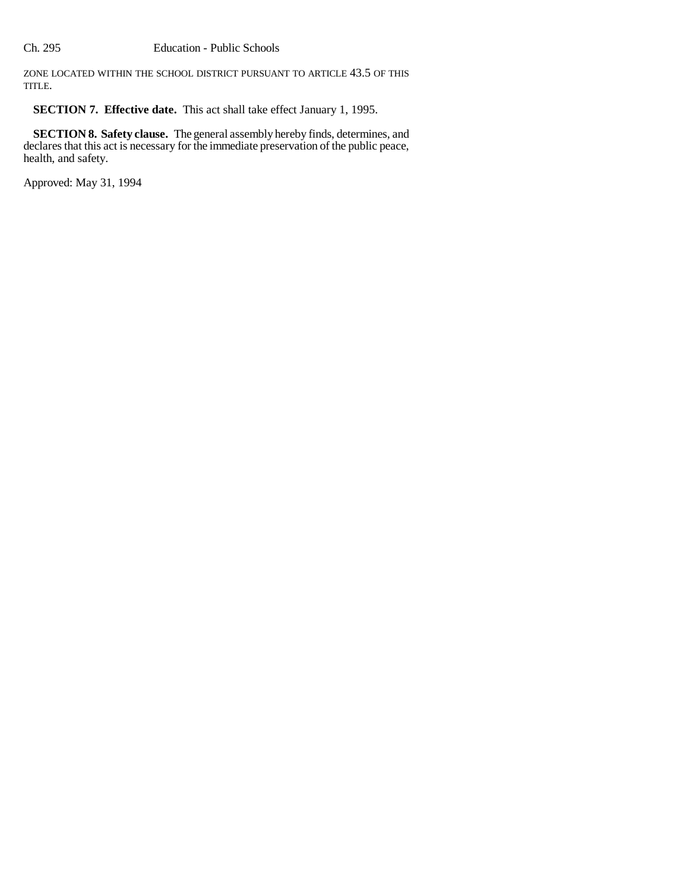ZONE LOCATED WITHIN THE SCHOOL DISTRICT PURSUANT TO ARTICLE 43.5 OF THIS TITLE.

**SECTION 7. Effective date.** This act shall take effect January 1, 1995.

**SECTION 8. Safety clause.** The general assembly hereby finds, determines, and declares that this act is necessary for the immediate preservation of the public peace, health, and safety.

Approved: May 31, 1994